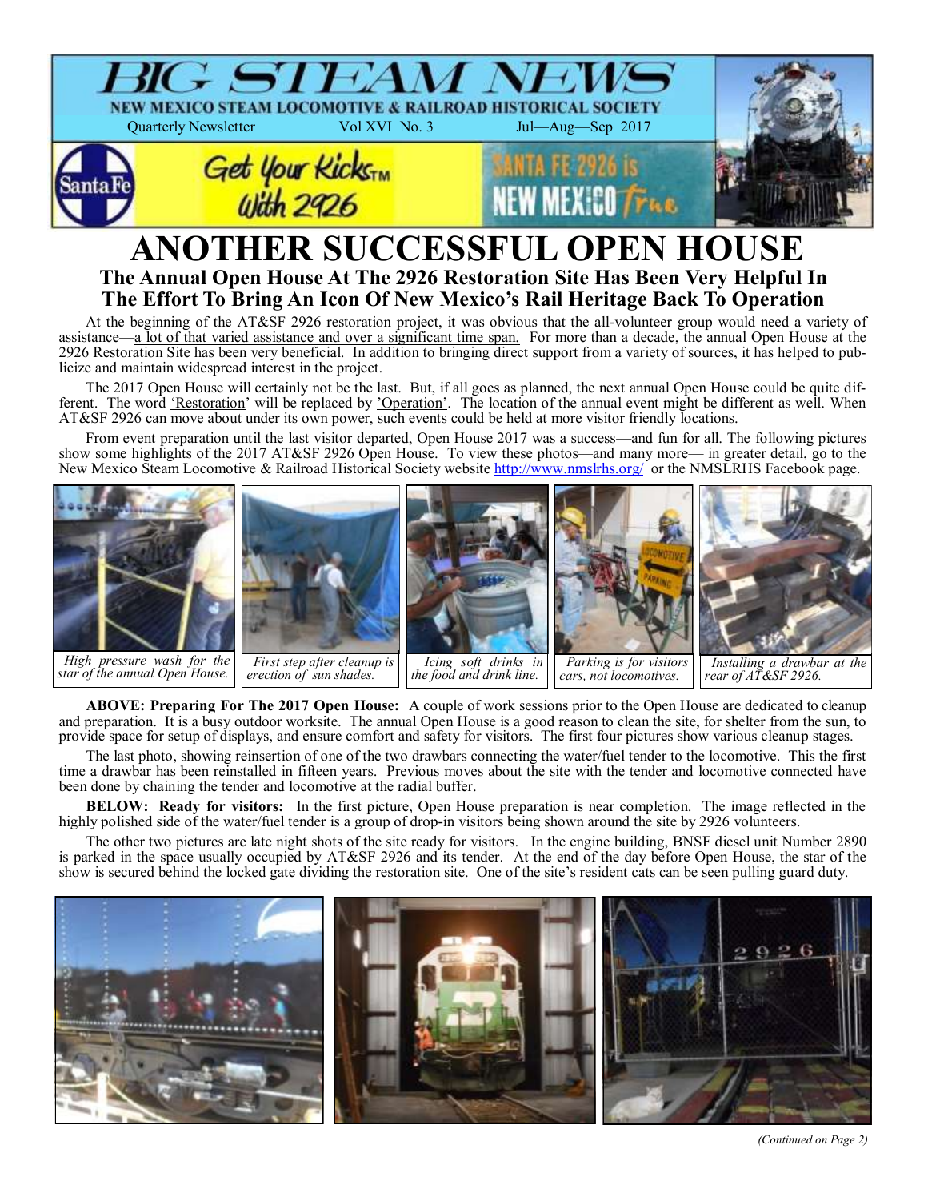# BIG STEAM NEWS

**NEW MEXICO STEAM LOCOMOTIVE & RAILROAD HISTORICAL SOCIETY**

Quarterly Newsletter — Vol XVI No. 3 — Jul—Aug—Sep 2017

Get Your Kicks™ With 2926

SANTA FE 2926 is NEW MEXICO True

# ANOTHER SUCCESSFUL OPEN HOUSE

## The Annual Open House At The 2926 Restoration Site Has Been Very Helpful In The Effort To Bring An Icon Of New Mexico's Rail Heritage Back To Operation

At the beginning of the AT&SF 2926 restoration project, it was obvious that the all-volunteer group would need a variety of assistance—a lot of that varied assistance and over a significant time span. For more than a decade, the annual Open House at the 2926 Restoration Site has been very beneficial. In addition to bringing direct support from a variety of sources, it has helped to publicize and maintain widespread interest in the project.

The 2017 Open House will certainly not be the last. But, if all goes as planned, the next annual Open House could be quite different. The word 'Restoration' will be replaced by 'Operation'. The location of the annual event might be different as well. When AT&SF 2926 can move about under its own power, such events could be held at more visitor friendly locations.

From event preparation until the last visitor departed, Open House 2017 was a success—and fun for all. The following pictures show some highlights of the 2017 AT&SF 2926 Open House. To view these photos—and many more— in greater detail, go to the New Mexico Steam Locomotive & Railroad Historical Society website http://www.nmslrhs.org/ or the NMSLRHS Facebook page.

*High pressure wash for the star of the annual Open House.*

*First step after cleanup is erection of sun shades.*

*Icing soft drinks in the food and drink line.*

*Parking is for visitors cars, not locomotives.*

*Installing a drawbar at the rear of AT&SF 2926.*

**ABOVE: Preparing For The 2017 Open House:** A couple of work sessions prior to the Open House are dedicated to cleanup and preparation. It is a busy outdoor worksite. The annual Open House is a good reason to clean the site, for shelter from the sun, to provide space for setup of displays, and ensure comfort and safety for visitors. The first four pictures show various cleanup stages.

The last photo, showing reinsertion of one of the two drawbars connecting the water/fuel tender to the locomotive. This the first time a drawbar has been reinstalled in fifteen years. Previous moves about the site with the tender and locomotive connected have been done by chaining the tender and locomotive at the radial buffer.

**BELOW: Ready for visitors:** In the first picture, Open House preparation is near completion. The image reflected in the highly polished side of the water/fuel tender is a group of drop-in visitors being shown around the site by 2926 volunteers.

The other two pictures are late night shots of the site ready for visitors. In the engine building, BNSF diesel unit Number 2890 is parked in the space usually occupied by AT&SF 2926 and its tender. At the end of the day before Open House, the star of the show is secured behind the locked gate dividing the restoration site. One of the site's resident cats can be seen pulling guard duty.

*(Continued on Page 2)*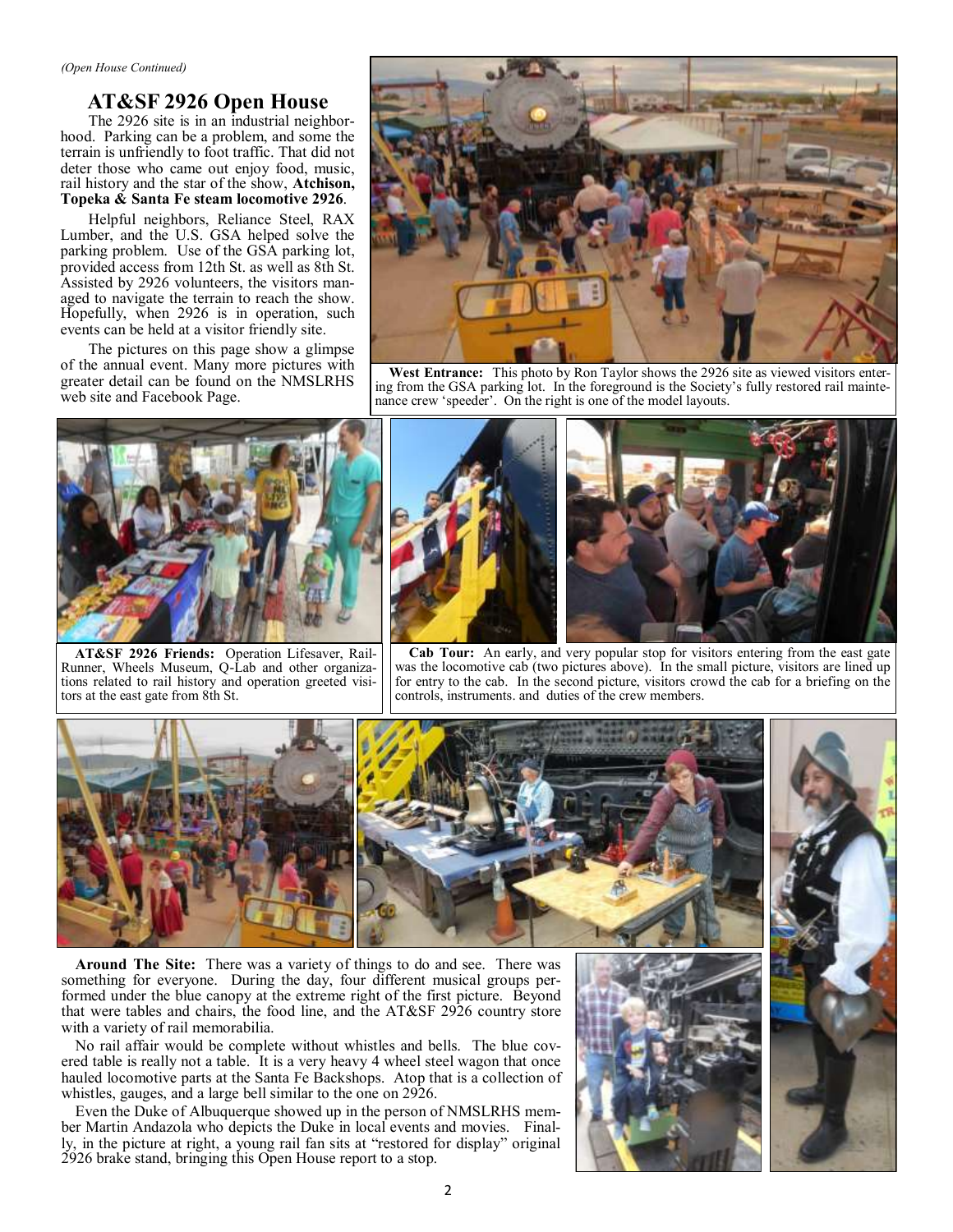*(Open House Continued)*

## AT&SF 2926 Open House

The 2926 site is in an industrial neighborhood. Parking can be a problem, and some the terrain is unfriendly to foot traffic. That did not deter those who came out enjoy food, music, rail history and the star of the show, **Atchison, Topeka & Santa Fe steam locomotive 2926**.

Helpful neighbors, Reliance Steel, RAX Lumber, and the U.S. GSA helped solve the parking problem. Use of the GSA parking lot, provided access from 12th St. as well as 8th St. Assisted by 2926 volunteers, the visitors managed to navigate the terrain to reach the show. Hopefully, when 2926 is in operation, such events can be held at a visitor friendly site.

The pictures on this page show a glimpse of the annual event. Many more pictures with greater detail can be found on the NMSLRHS web site and Facebook Page.

**West Entrance:** This photo by Ron Taylor shows the 2926 site as viewed visitors entering from the GSA parking lot. In the foreground is the Society's fully restored rail maintenance crew 'speeder'. On the right is one of the model layouts.

**AT&SF 2926 Friends:** Operation Lifesaver, RailRunner, Wheels Museum, Q-Lab and other organizations related to rail history and operation greeted visitors at the east gate from 8th St.

**Cab Tour:** An early, and very popular stop for visitors entering from the east gate was the locomotive cab (two pictures above). In the small picture, visitors are lined up for entry to the cab. In the second picture, visitors crowd the cab for a briefing on the controls, instruments. and duties of the crew members.

**Around The Site:** There was a variety of things to do and see. There was something for everyone. During the day, four different musical groups performed under the blue canopy at the extreme right of the first picture. Beyond that were tables and chairs, the food line, and the AT&SF 2926 country store with a variety of rail memorabilia.

No rail affair would be complete without whistles and bells. The blue covered table is really not a table. It is a very heavy 4 wheel steel wagon that once hauled locomotive parts at the Santa Fe Backshops. Atop that is a collection of whistles, gauges, and a large bell similar to the one on 2926.

Even the Duke of Albuquerque showed up in the person of NMSLRHS member Martin Andazola who depicts the Duke in local events and movies. Finally, in the picture at right, a young rail fan sits at "restored for display" original 2926 brake stand, bringing this Open House report to a stop.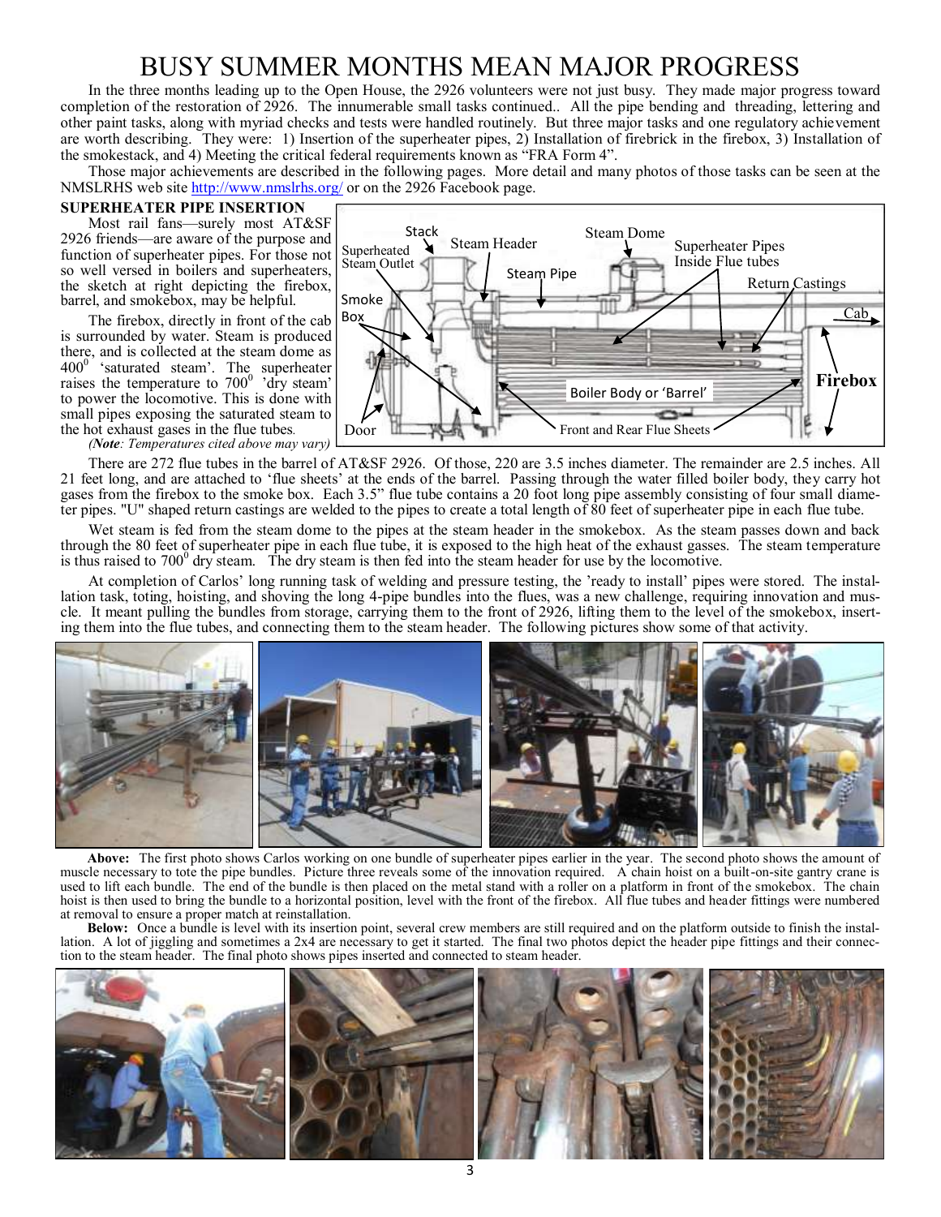# BUSY SUMMER MONTHS MEAN MAJOR PROGRESS

In the three months leading up to the Open House, the 2926 volunteers were not just busy. They made major progress toward completion of the restoration of 2926. The innumerable small tasks continued.. All the pipe bending and threading, lettering and other paint tasks, along with myriad checks and tests were handled routinely. But three major tasks and one regulatory achievement are worth describing. They were: 1) Insertion of the superheater pipes, 2) Installation of firebrick in the firebox, 3) Installation of the smokestack, and 4) Meeting the critical federal requirements known as "FRA Form 4".

Those major achievements are described in the following pages. More detail and many photos of those tasks can be seen at the NMSLRHS web site http://www.nmslrhs.org/ or on the 2926 Facebook page.

## SUPERHEATER PIPE INSERTION

Most rail fans—surely most AT&SF 2926 friends—are aware of the purpose and function of superheater pipes. For those not so well versed in boilers and superheaters, the sketch at right depicting the firebox, barrel, and smokebox, may be helpful.

The firebox, directly in front of the cab is surrounded by water. Steam is produced there, and is collected at the steam dome as 400° 'saturated steam'. The superheater raises the temperature to 700° 'dry steam' to power the locomotive. This is done with small pipes exposing the saturated steam to the hot exhaust gases in the flue tubes.

*(**Note**: Temperatures cited above may vary)*

Stack · Steam Header · Steam Dome · Superheater Pipes Inside Flue tubes · Superheated Steam Outlet · Steam Pipe · Return Castings · Smoke Box · Cab · Firebox · Boiler Body or 'Barrel' · Door · Front and Rear Flue Sheets

There are 272 flue tubes in the barrel of AT&SF 2926. Of those, 220 are 3.5 inches diameter. The remainder are 2.5 inches. All 21 feet long, and are attached to 'flue sheets' at the ends of the barrel. Passing through the water filled boiler body, they carry hot gases from the firebox to the smoke box. Each 3.5" flue tube contains a 20 foot long pipe assembly consisting of four small diameter pipes. "U" shaped return castings are welded to the pipes to create a total length of 80 feet of superheater pipe in each flue tube.

Wet steam is fed from the steam dome to the pipes at the steam header in the smokebox. As the steam passes down and back through the 80 feet of superheater pipe in each flue tube, it is exposed to the high heat of the exhaust gasses. The steam temperature is thus raised to 700° dry steam. The dry steam is then fed into the steam header for use by the locomotive.

At completion of Carlos' long running task of welding and pressure testing, the 'ready to install' pipes were stored. The installation task, toting, hoisting, and shoving the long 4-pipe bundles into the flues, was a new challenge, requiring innovation and muscle. It meant pulling the bundles from storage, carrying them to the front of 2926, lifting them to the level of the smokebox, inserting them into the flue tubes, and connecting them to the steam header. The following pictures show some of that activity.

**Above:** The first photo shows Carlos working on one bundle of superheater pipes earlier in the year. The second photo shows the amount of muscle necessary to tote the pipe bundles. Picture three reveals some of the innovation required. A chain hoist on a built-on-site gantry crane is used to lift each bundle. The end of the bundle is then placed on the metal stand with a roller on a platform in front of the smokebox. The chain hoist is then used to bring the bundle to a horizontal position, level with the front of the firebox. All flue tubes and header fittings were numbered at removal to ensure a proper match at reinstallation.

**Below:** Once a bundle is level with its insertion point, several crew members are still required and on the platform outside to finish the installation. A lot of jiggling and sometimes a 2x4 are necessary to get it started. The final two photos depict the header pipe fittings and their connection to the steam header. The final photo shows pipes inserted and connected to steam header.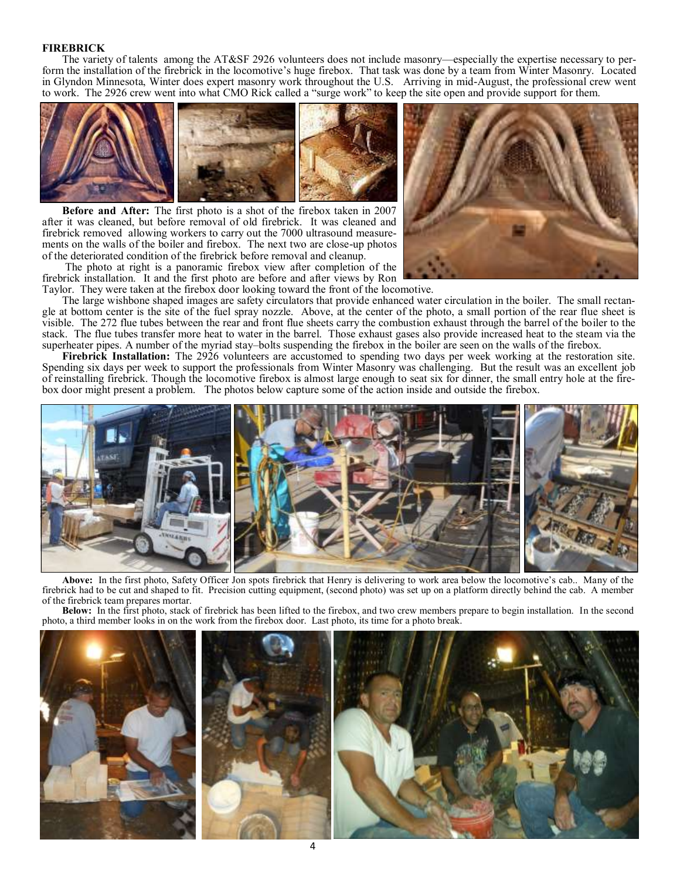**FIREBRICK**

The variety of talents among the AT&SF 2926 volunteers does not include masonry—especially the expertise necessary to perform the installation of the firebrick in the locomotive's huge firebox. That task was done by a team from Winter Masonry. Located in Glyndon Minnesota, Winter does expert masonry work throughout the U.S. Arriving in mid-August, the professional crew went to work. The 2926 crew went into what CMO Rick called a "surge work" to keep the site open and provide support for them.

**Before and After:** The first photo is a shot of the firebox taken in 2007 after it was cleaned, but before removal of old firebrick. It was cleaned and firebrick removed allowing workers to carry out the 7000 ultrasound measurements on the walls of the boiler and firebox. The next two are close-up photos of the deteriorated condition of the firebrick before removal and cleanup.

The photo at right is a panoramic firebox view after completion of the firebrick installation. It and the first photo are before and after views by Ron Taylor. They were taken at the firebox door looking toward the front of the locomotive.

The large wishbone shaped images are safety circulators that provide enhanced water circulation in the boiler. The small rectangle at bottom center is the site of the fuel spray nozzle. Above, at the center of the photo, a small portion of the rear flue sheet is visible. The 272 flue tubes between the rear and front flue sheets carry the combustion exhaust through the barrel of the boiler to the stack. The flue tubes transfer more heat to water in the barrel. Those exhaust gases also provide increased heat to the steam via the superheater pipes. A number of the myriad stay–bolts suspending the firebox in the boiler are seen on the walls of the firebox.

**Firebrick Installation:** The 2926 volunteers are accustomed to spending two days per week working at the restoration site. Spending six days per week to support the professionals from Winter Masonry was challenging. But the result was an excellent job of reinstalling firebrick. Though the locomotive firebox is almost large enough to seat six for dinner, the small entry hole at the firebox door might present a problem. The photos below capture some of the action inside and outside the firebox.

**Above:** In the first photo, Safety Officer Jon spots firebrick that Henry is delivering to work area below the locomotive's cab.. Many of the firebrick had to be cut and shaped to fit. Precision cutting equipment, (second photo) was set up on a platform directly behind the cab. A member of the firebrick team prepares mortar.

**Below:** In the first photo, stack of firebrick has been lifted to the firebox, and two crew members prepare to begin installation. In the second photo, a third member looks in on the work from the firebox door. Last photo, its time for a photo break.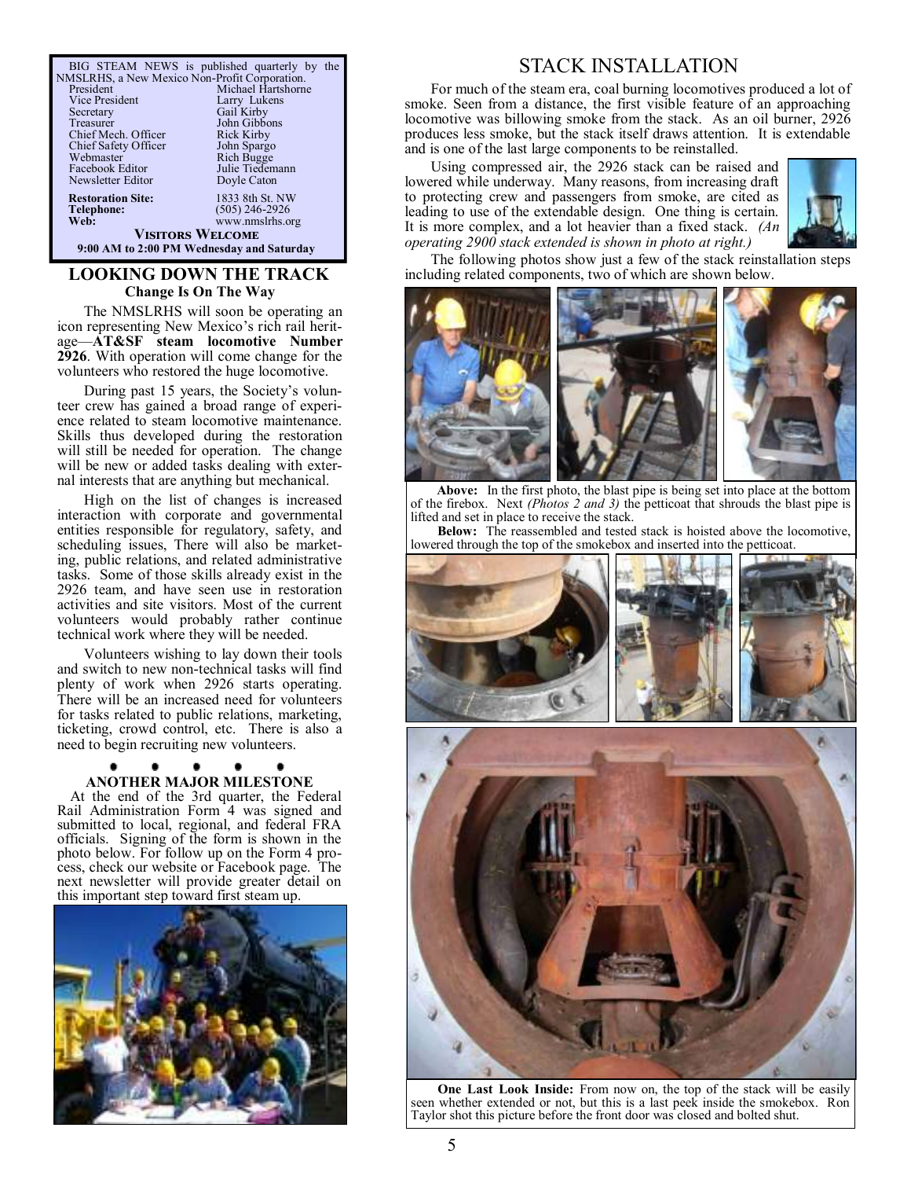BIG STEAM NEWS is published quarterly by the NMSLRHS, a New Mexico Non-Profit Corporation.

| | |
|---|---|
| President | Michael Hartshorne |
| Vice President | Larry Lukens |
| Secretary | Gail Kirby |
| Treasurer | John Gibbons |
| Chief Mech. Officer | Rick Kirby |
| Chief Safety Officer | John Spargo |
| Webmaster | Rich Bugge |
| Facebook Editor | Julie Tiedemann |
| Newsletter Editor | Doyle Caton |
| **Restoration Site:** | 1833 8th St. NW |
| **Telephone:** | (505) 246-2926 |
| **Web:** | www.nmslrhs.org |

**VISITORS WELCOME**

**9:00 AM to 2:00 PM Wednesday and Saturday**

## LOOKING DOWN THE TRACK

**Change Is On The Way**

The NMSLRHS will soon be operating an icon representing New Mexico's rich rail heritage—**AT&SF steam locomotive Number 2926**. With operation will come change for the volunteers who restored the huge locomotive.

During past 15 years, the Society's volunteer crew has gained a broad range of experience related to steam locomotive maintenance. Skills thus developed during the restoration will still be needed for operation. The change will be new or added tasks dealing with external interests that are anything but mechanical.

High on the list of changes is increased interaction with corporate and governmental entities responsible for regulatory, safety, and scheduling issues, There will also be marketing, public relations, and related administrative tasks. Some of those skills already exist in the 2926 team, and have seen use in restoration activities and site visitors. Most of the current volunteers would probably rather continue technical work where they will be needed.

Volunteers wishing to lay down their tools and switch to new non-technical tasks will find plenty of work when 2926 starts operating. There will be an increased need for volunteers for tasks related to public relations, marketing, ticketing, crowd control, etc. There is also a need to begin recruiting new volunteers.

• • • • •

### ANOTHER MAJOR MILESTONE

At the end of the 3rd quarter, the Federal Rail Administration Form 4 was signed and submitted to local, regional, and federal FRA officials. Signing of the form is shown in the photo below. For follow up on the Form 4 process, check our website or Facebook page. The next newsletter will provide greater detail on this important step toward first steam up.

## STACK INSTALLATION

For much of the steam era, coal burning locomotives produced a lot of smoke. Seen from a distance, the first visible feature of an approaching locomotive was billowing smoke from the stack. As an oil burner, 2926 produces less smoke, but the stack itself draws attention. It is extendable and is one of the last large components to be reinstalled.

Using compressed air, the 2926 stack can be raised and lowered while underway. Many reasons, from increasing draft to protecting crew and passengers from smoke, are cited as leading to use of the extendable design. One thing is certain. It is more complex, and a lot heavier than a fixed stack. *(An operating 2900 stack extended is shown in photo at right.)*

The following photos show just a few of the stack reinstallation steps including related components, two of which are shown below.

**Above:** In the first photo, the blast pipe is being set into place at the bottom of the firebox. Next *(Photos 2 and 3)* the petticoat that shrouds the blast pipe is lifted and set in place to receive the stack.

**Below:** The reassembled and tested stack is hoisted above the locomotive, lowered through the top of the smokebox and inserted into the petticoat.

**One Last Look Inside:** From now on, the top of the stack will be easily seen whether extended or not, but this is a last peek inside the smokebox. Ron Taylor shot this picture before the front door was closed and bolted shut.